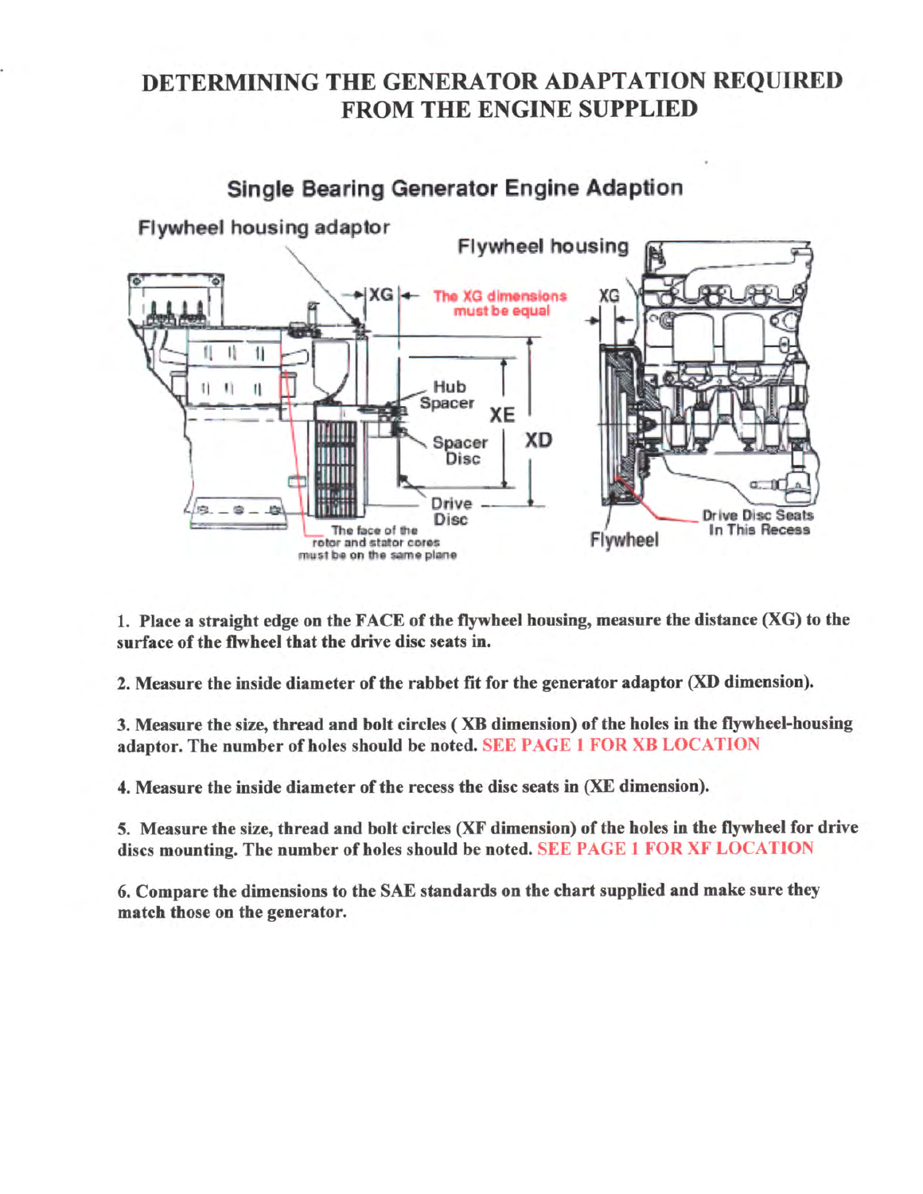# DETERMINING THE GENERATOR ADAPTATION REQUIRED FROM THE ENGINE SUPPLIED

## Single Bearing Generator Engine Adaption

Flywheel housing adaptor

Flywheel housing

XG

The XG dimensions must be equal

XG

Hub Spacer

XE

XD

Spacer Disc

Drive Disc

The face of the rotor and stator cores must be on the same plane

Flywheel

Drive Disc Seats In This Recess

1. **Place a straight edge on the FACE of the flywheel housing, measure the distance (XG) to the surface of the flwheel that the drive disc seats in.**

2. **Measure the inside diameter of the rabbet fit for the generator adaptor (XD dimension).**

3. **Measure the size, thread and bolt circles ( XB dimension) of the holes in the flywheel-housing adaptor. The number of holes should be noted. SEE PAGE 1 FOR XB LOCATION**

4. **Measure the inside diameter of the recess the disc seats in (XE dimension).**

5. **Measure the size, thread and bolt circles (XF dimension) of the holes in the flywheel for drive discs mounting. The number of holes should be noted. SEE PAGE 1 FOR XF LOCATION**

6. **Compare the dimensions to the SAE standards on the chart supplied and make sure they match those on the generator.**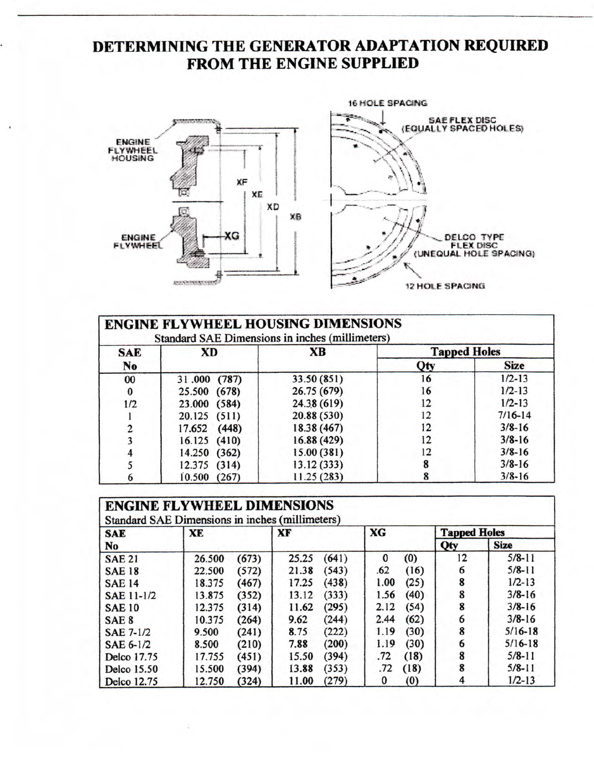# DETERMINING THE GENERATOR ADAPTATION REQUIRED FROM THE ENGINE SUPPLIED

ENGINE FLYWHEEL HOUSING

ENGINE FLYWHEEL

XF

XE

XD

XB

XG

16 HOLE SPACING

SAE FLEX DISC (EQUALLY SPACED HOLES)

DELCO TYPE FLEX DISC (UNEQUAL HOLE SPACING)

12 HOLE SPACING

| ENGINE FLYWHEEL HOUSING DIMENSIONS<br>Standard SAE Dimensions in inches (millimeters) | | | | |
|---|---|---|---|---|
| **SAE No** | **XD** | **XB** | **Tapped Holes** | |
| | | | **Qty** | **Size** |
| 00 | 31.000 (787) | 33.50 (851) | 16 | 1/2-13 |
| 0 | 25.500 (678) | 26.75 (679) | 16 | 1/2-13 |
| 1/2 | 23.000 (584) | 24.38 (619) | 12 | 1/2-13 |
| 1 | 20.125 (511) | 20.88 (530) | 12 | 7/16-14 |
| 2 | 17.652 (448) | 18.38 (467) | 12 | 3/8-16 |
| 3 | 16.125 (410) | 16.88 (429) | 12 | 3/8-16 |
| 4 | 14.250 (362) | 15.00 (381) | 12 | 3/8-16 |
| 5 | 12.375 (314) | 13.12 (333) | 8 | 3/8-16 |
| 6 | 10.500 (267) | 11.25 (283) | 8 | 3/8-16 |

| ENGINE FLYWHEEL DIMENSIONS<br>Standard SAE Dimensions in inches (millimeters) | | | | | |
|---|---|---|---|---|---|
| **SAE No** | **XE** | **XF** | **XG** | **Tapped Holes** | |
| | | | | **Qty** | **Size** |
| SAE 21 | 26.500 (673) | 25.25 (641) | 0 (0) | 12 | 5/8-11 |
| SAE 18 | 22.500 (572) | 21.38 (543) | .62 (16) | 6 | 5/8-11 |
| SAE 14 | 18.375 (467) | 17.25 (438) | 1.00 (25) | 8 | 1/2-13 |
| SAE 11-1/2 | 13.875 (352) | 13.12 (333) | 1.56 (40) | 8 | 3/8-16 |
| SAE 10 | 12.375 (314) | 11.62 (295) | 2.12 (54) | 8 | 3/8-16 |
| SAE 8 | 10.375 (264) | 9.62 (244) | 2.44 (62) | 6 | 3/8-16 |
| SAE 7-1/2 | 9.500 (241) | 8.75 (222) | 1.19 (30) | 8 | 5/16-18 |
| SAE 6-1/2 | 8.500 (210) | 7.88 (200) | 1.19 (30) | 6 | 5/16-18 |
| Delco 17.75 | 17.755 (451) | 15.50 (394) | .72 (18) | 8 | 5/8-11 |
| Delco 15.50 | 15.500 (394) | 13.88 (353) | .72 (18) | 8 | 5/8-11 |
| Delco 12.75 | 12.750 (324) | 11.00 (279) | 0 (0) | 4 | 1/2-13 |